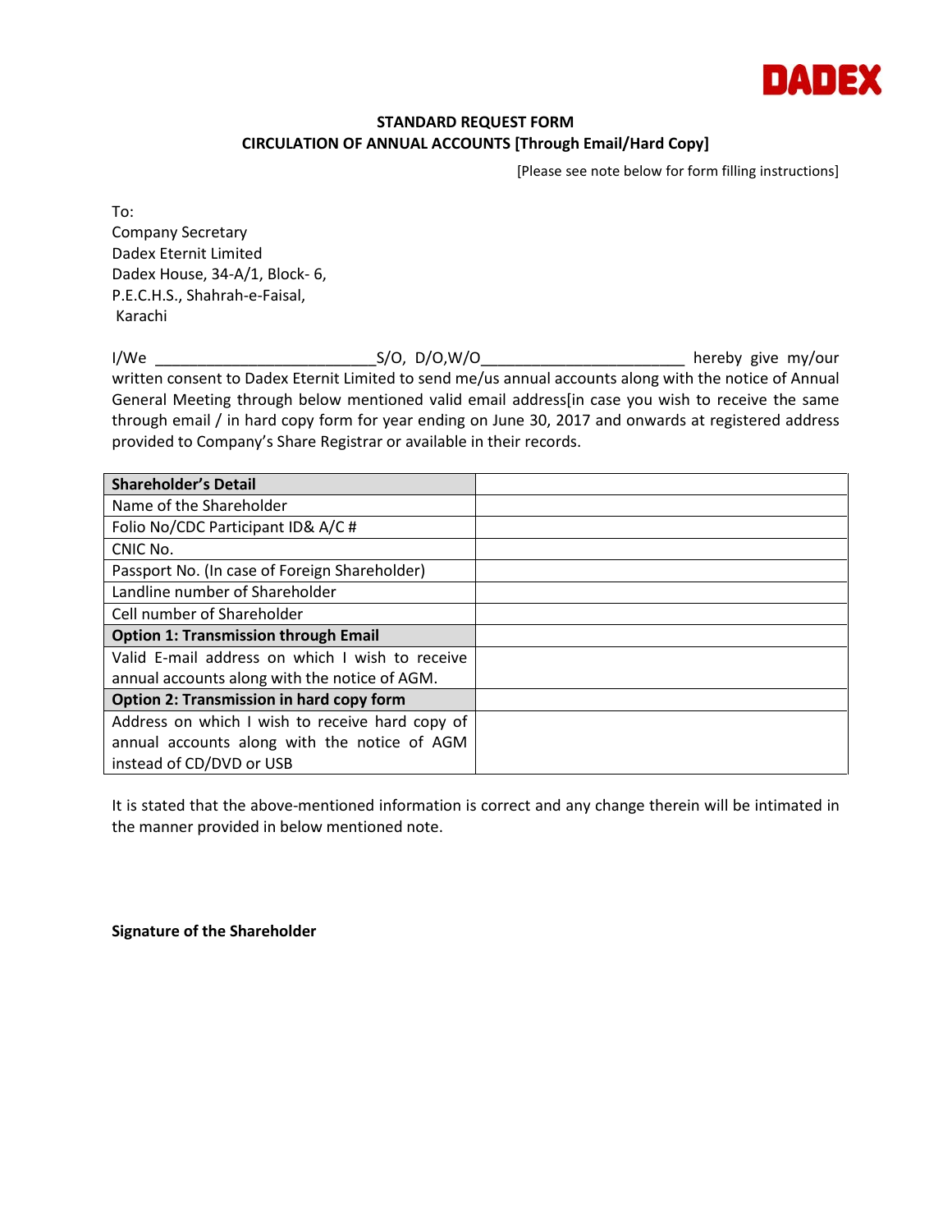DADEX

**STANDARD REQUEST FORM**
**CIRCULATION OF ANNUAL ACCOUNTS [Through Email/Hard Copy]**

[Please see note below for form filling instructions]

To:
Company Secretary
Dadex Eternit Limited
Dadex House, 34-A/1, Block- 6,
P.E.C.H.S., Shahrah-e-Faisal,
Karachi

I/We _________________________S/O, D/O,W/O_______________________ hereby give my/our written consent to Dadex Eternit Limited to send me/us annual accounts along with the notice of Annual General Meeting through below mentioned valid email address[in case you wish to receive the same through email / in hard copy form for year ending on June 30, 2017 and onwards at registered address provided to Company's Share Registrar or available in their records.

| **Shareholder's Detail** | |
|---|---|
| Name of the Shareholder | |
| Folio No/CDC Participant ID& A/C # | |
| CNIC No. | |
| Passport No. (In case of Foreign Shareholder) | |
| Landline number of Shareholder | |
| Cell number of Shareholder | |
| **Option 1: Transmission through Email** | |
| Valid E-mail address on which I wish to receive annual accounts along with the notice of AGM. | |
| **Option 2: Transmission in hard copy form** | |
| Address on which I wish to receive hard copy of annual accounts along with the notice of AGM instead of CD/DVD or USB | |

It is stated that the above-mentioned information is correct and any change therein will be intimated in the manner provided in below mentioned note.

**Signature of the Shareholder**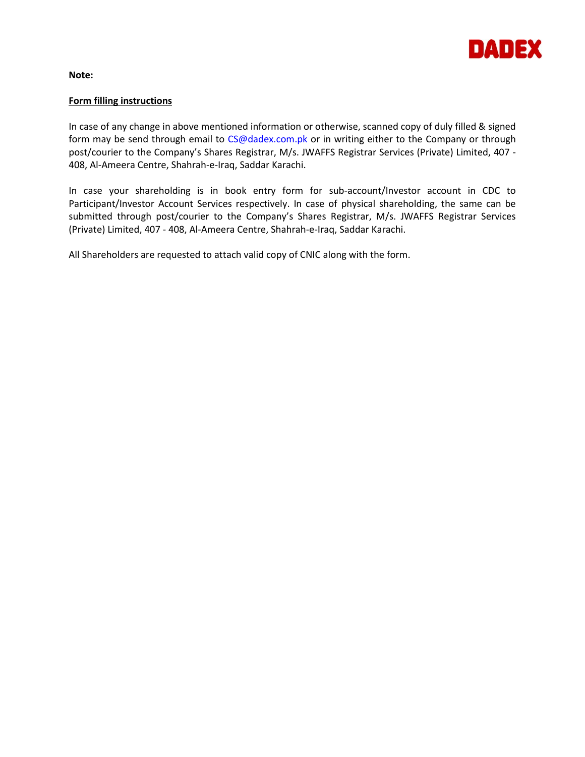DADEX

**Note:**

**Form filling instructions**

In case of any change in above mentioned information or otherwise, scanned copy of duly filled & signed form may be send through email to CS@dadex.com.pk or in writing either to the Company or through post/courier to the Company's Shares Registrar, M/s. JWAFFS Registrar Services (Private) Limited, 407 - 408, Al-Ameera Centre, Shahrah-e-Iraq, Saddar Karachi.

In case your shareholding is in book entry form for sub-account/Investor account in CDC to Participant/Investor Account Services respectively. In case of physical shareholding, the same can be submitted through post/courier to the Company's Shares Registrar, M/s. JWAFFS Registrar Services (Private) Limited, 407 - 408, Al-Ameera Centre, Shahrah-e-Iraq, Saddar Karachi.

All Shareholders are requested to attach valid copy of CNIC along with the form.